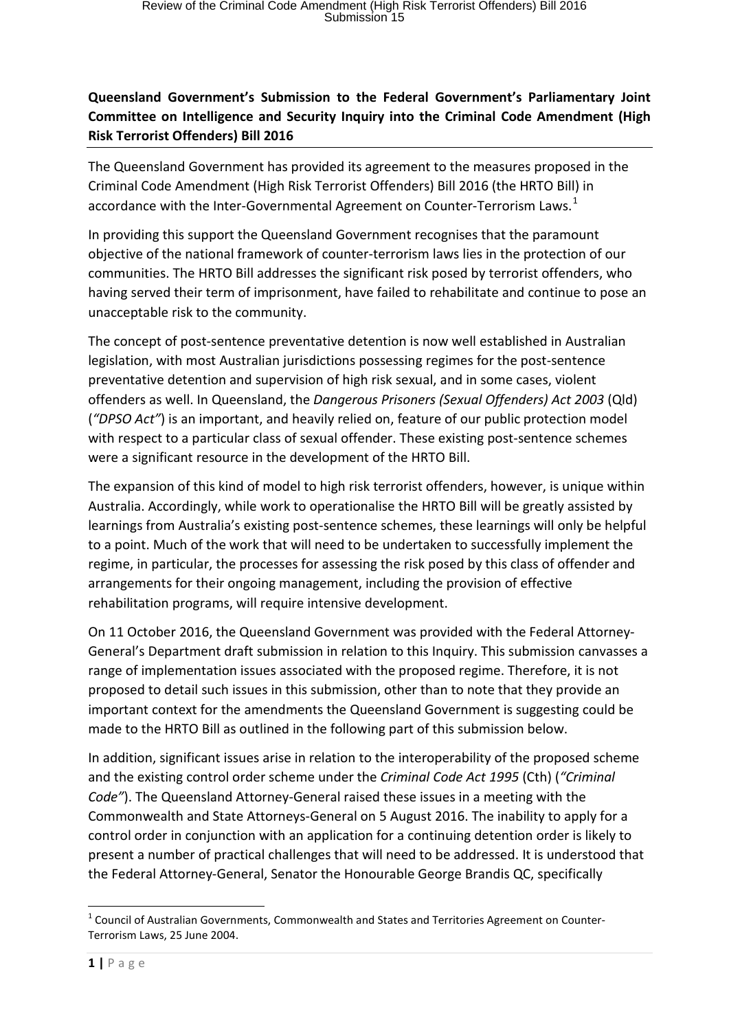**Queensland Government's Submission to the Federal Government's Parliamentary Joint Committee on Intelligence and Security Inquiry into the Criminal Code Amendment (High Risk Terrorist Offenders) Bill 2016**

The Queensland Government has provided its agreement to the measures proposed in the Criminal Code Amendment (High Risk Terrorist Offenders) Bill 2016 (the HRTO Bill) in accordance with the Inter-Governmental Agreement on Counter-Terrorism Laws.[1]

In providing this support the Queensland Government recognises that the paramount objective of the national framework of counter-terrorism laws lies in the protection of our communities. The HRTO Bill addresses the significant risk posed by terrorist offenders, who having served their term of imprisonment, have failed to rehabilitate and continue to pose an unacceptable risk to the community.

The concept of post-sentence preventative detention is now well established in Australian legislation, with most Australian jurisdictions possessing regimes for the post-sentence preventative detention and supervision of high risk sexual, and in some cases, violent offenders as well. In Queensland, the *Dangerous Prisoners (Sexual Offenders) Act 2003* (Qld) (*"DPSO Act"*) is an important, and heavily relied on, feature of our public protection model with respect to a particular class of sexual offender. These existing post-sentence schemes were a significant resource in the development of the HRTO Bill.

The expansion of this kind of model to high risk terrorist offenders, however, is unique within Australia. Accordingly, while work to operationalise the HRTO Bill will be greatly assisted by learnings from Australia's existing post-sentence schemes, these learnings will only be helpful to a point. Much of the work that will need to be undertaken to successfully implement the regime, in particular, the processes for assessing the risk posed by this class of offender and arrangements for their ongoing management, including the provision of effective rehabilitation programs, will require intensive development.

On 11 October 2016, the Queensland Government was provided with the Federal Attorney-General's Department draft submission in relation to this Inquiry. This submission canvasses a range of implementation issues associated with the proposed regime. Therefore, it is not proposed to detail such issues in this submission, other than to note that they provide an important context for the amendments the Queensland Government is suggesting could be made to the HRTO Bill as outlined in the following part of this submission below.

In addition, significant issues arise in relation to the interoperability of the proposed scheme and the existing control order scheme under the *Criminal Code Act 1995* (Cth) (*"Criminal Code"*). The Queensland Attorney-General raised these issues in a meeting with the Commonwealth and State Attorneys-General on 5 August 2016. The inability to apply for a control order in conjunction with an application for a continuing detention order is likely to present a number of practical challenges that will need to be addressed. It is understood that the Federal Attorney-General, Senator the Honourable George Brandis QC, specifically

[1] Council of Australian Governments, Commonwealth and States and Territories Agreement on Counter-Terrorism Laws, 25 June 2004.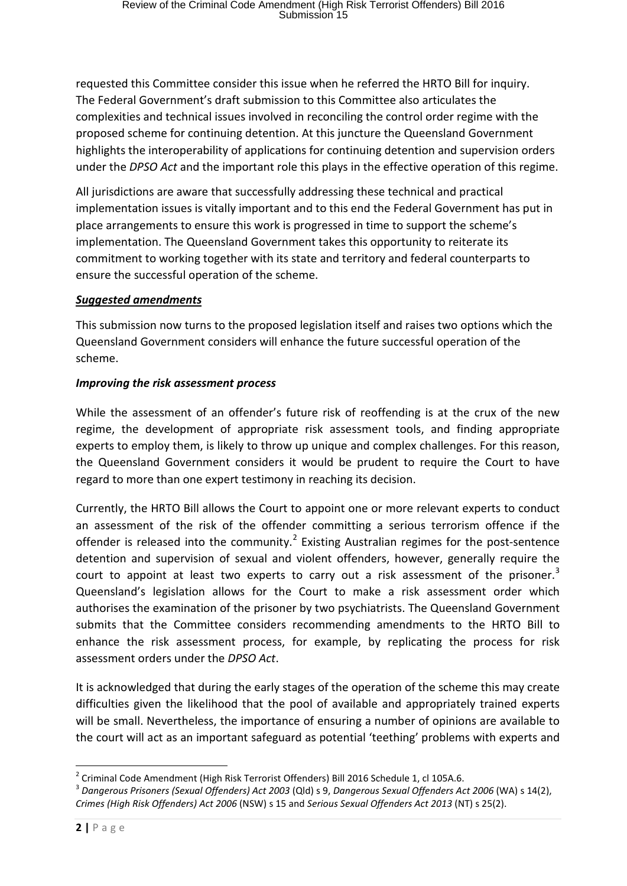requested this Committee consider this issue when he referred the HRTO Bill for inquiry. The Federal Government's draft submission to this Committee also articulates the complexities and technical issues involved in reconciling the control order regime with the proposed scheme for continuing detention. At this juncture the Queensland Government highlights the interoperability of applications for continuing detention and supervision orders under the *DPSO Act* and the important role this plays in the effective operation of this regime.

All jurisdictions are aware that successfully addressing these technical and practical implementation issues is vitally important and to this end the Federal Government has put in place arrangements to ensure this work is progressed in time to support the scheme's implementation. The Queensland Government takes this opportunity to reiterate its commitment to working together with its state and territory and federal counterparts to ensure the successful operation of the scheme.

***Suggested amendments***

This submission now turns to the proposed legislation itself and raises two options which the Queensland Government considers will enhance the future successful operation of the scheme.

***Improving the risk assessment process***

While the assessment of an offender's future risk of reoffending is at the crux of the new regime, the development of appropriate risk assessment tools, and finding appropriate experts to employ them, is likely to throw up unique and complex challenges. For this reason, the Queensland Government considers it would be prudent to require the Court to have regard to more than one expert testimony in reaching its decision.

Currently, the HRTO Bill allows the Court to appoint one or more relevant experts to conduct an assessment of the risk of the offender committing a serious terrorism offence if the offender is released into the community.[2] Existing Australian regimes for the post-sentence detention and supervision of sexual and violent offenders, however, generally require the court to appoint at least two experts to carry out a risk assessment of the prisoner.[3] Queensland's legislation allows for the Court to make a risk assessment order which authorises the examination of the prisoner by two psychiatrists. The Queensland Government submits that the Committee considers recommending amendments to the HRTO Bill to enhance the risk assessment process, for example, by replicating the process for risk assessment orders under the *DPSO Act*.

It is acknowledged that during the early stages of the operation of the scheme this may create difficulties given the likelihood that the pool of available and appropriately trained experts will be small. Nevertheless, the importance of ensuring a number of opinions are available to the court will act as an important safeguard as potential 'teething' problems with experts and

[2] Criminal Code Amendment (High Risk Terrorist Offenders) Bill 2016 Schedule 1, cl 105A.6.

[3] *Dangerous Prisoners (Sexual Offenders) Act 2003* (Qld) s 9, *Dangerous Sexual Offenders Act 2006* (WA) s 14(2), *Crimes (High Risk Offenders) Act 2006* (NSW) s 15 and *Serious Sexual Offenders Act 2013* (NT) s 25(2).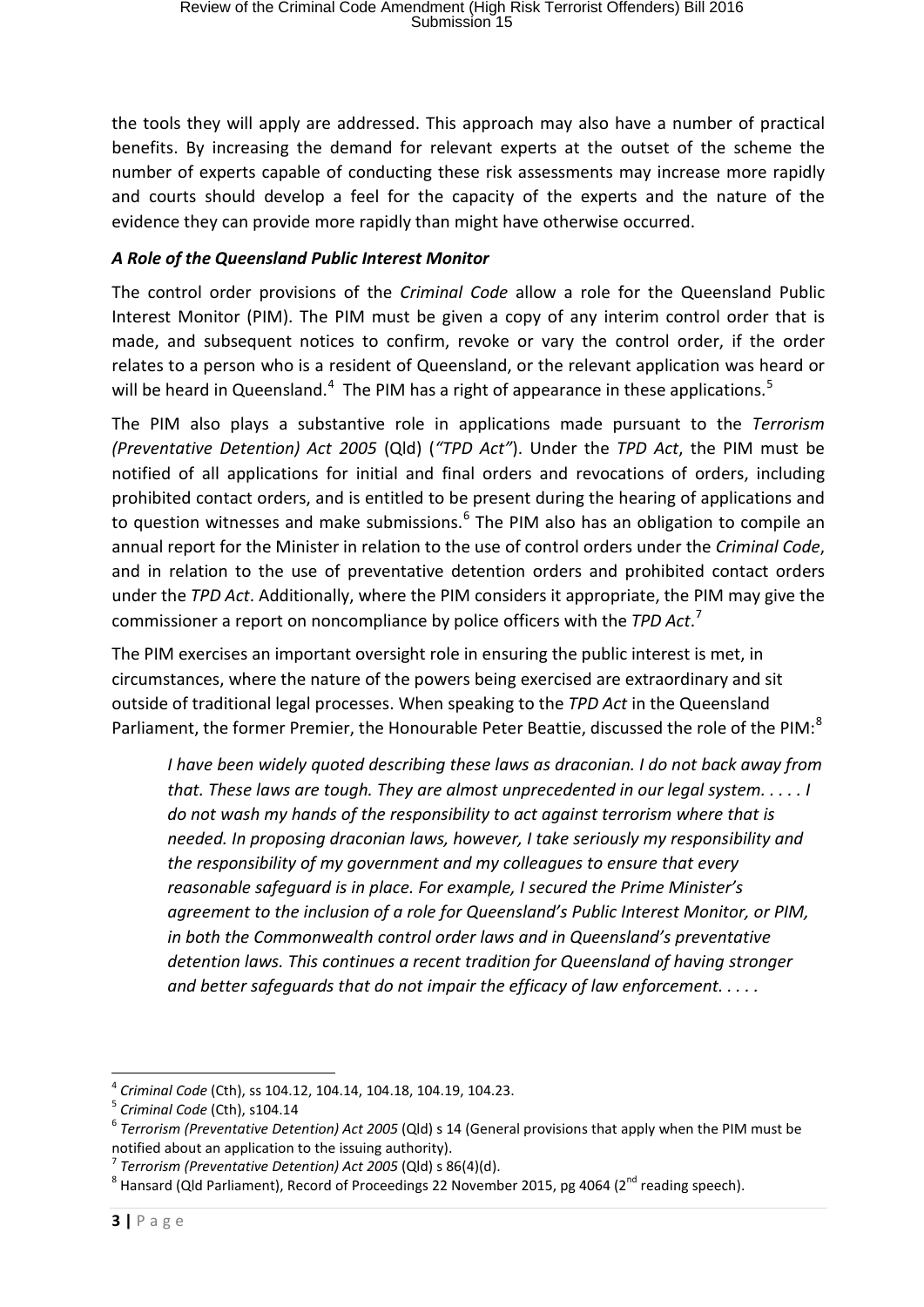the tools they will apply are addressed. This approach may also have a number of practical benefits. By increasing the demand for relevant experts at the outset of the scheme the number of experts capable of conducting these risk assessments may increase more rapidly and courts should develop a feel for the capacity of the experts and the nature of the evidence they can provide more rapidly than might have otherwise occurred.

### *A Role of the Queensland Public Interest Monitor*

The control order provisions of the *Criminal Code* allow a role for the Queensland Public Interest Monitor (PIM). The PIM must be given a copy of any interim control order that is made, and subsequent notices to confirm, revoke or vary the control order, if the order relates to a person who is a resident of Queensland, or the relevant application was heard or will be heard in Queensland.[4] The PIM has a right of appearance in these applications.[5]

The PIM also plays a substantive role in applications made pursuant to the *Terrorism (Preventative Detention) Act 2005* (Qld) (*"TPD Act"*). Under the *TPD Act*, the PIM must be notified of all applications for initial and final orders and revocations of orders, including prohibited contact orders, and is entitled to be present during the hearing of applications and to question witnesses and make submissions.[6] The PIM also has an obligation to compile an annual report for the Minister in relation to the use of control orders under the *Criminal Code*, and in relation to the use of preventative detention orders and prohibited contact orders under the *TPD Act*. Additionally, where the PIM considers it appropriate, the PIM may give the commissioner a report on noncompliance by police officers with the *TPD Act*.[7]

The PIM exercises an important oversight role in ensuring the public interest is met, in circumstances, where the nature of the powers being exercised are extraordinary and sit outside of traditional legal processes. When speaking to the *TPD Act* in the Queensland Parliament, the former Premier, the Honourable Peter Beattie, discussed the role of the PIM:[8]

> *I have been widely quoted describing these laws as draconian. I do not back away from that. These laws are tough. They are almost unprecedented in our legal system. . . . . I do not wash my hands of the responsibility to act against terrorism where that is needed. In proposing draconian laws, however, I take seriously my responsibility and the responsibility of my government and my colleagues to ensure that every reasonable safeguard is in place. For example, I secured the Prime Minister's agreement to the inclusion of a role for Queensland's Public Interest Monitor, or PIM, in both the Commonwealth control order laws and in Queensland's preventative detention laws. This continues a recent tradition for Queensland of having stronger and better safeguards that do not impair the efficacy of law enforcement. . . . .*

---

[4] *Criminal Code* (Cth), ss 104.12, 104.14, 104.18, 104.19, 104.23.

[5] *Criminal Code* (Cth), s104.14

[6] *Terrorism (Preventative Detention) Act 2005* (Qld) s 14 (General provisions that apply when the PIM must be notified about an application to the issuing authority).

[7] *Terrorism (Preventative Detention) Act 2005* (Qld) s 86(4)(d).

[8] Hansard (Qld Parliament), Record of Proceedings 22 November 2015, pg 4064 (2nd reading speech).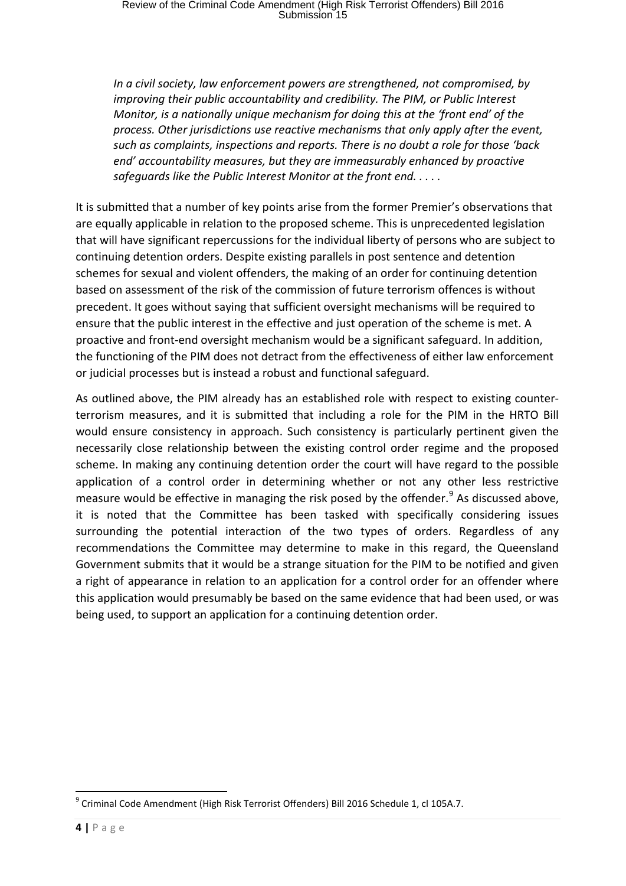*In a civil society, law enforcement powers are strengthened, not compromised, by improving their public accountability and credibility. The PIM, or Public Interest Monitor, is a nationally unique mechanism for doing this at the 'front end' of the process. Other jurisdictions use reactive mechanisms that only apply after the event, such as complaints, inspections and reports. There is no doubt a role for those 'back end' accountability measures, but they are immeasurably enhanced by proactive safeguards like the Public Interest Monitor at the front end. . . . .*

It is submitted that a number of key points arise from the former Premier's observations that are equally applicable in relation to the proposed scheme. This is unprecedented legislation that will have significant repercussions for the individual liberty of persons who are subject to continuing detention orders. Despite existing parallels in post sentence and detention schemes for sexual and violent offenders, the making of an order for continuing detention based on assessment of the risk of the commission of future terrorism offences is without precedent. It goes without saying that sufficient oversight mechanisms will be required to ensure that the public interest in the effective and just operation of the scheme is met. A proactive and front-end oversight mechanism would be a significant safeguard. In addition, the functioning of the PIM does not detract from the effectiveness of either law enforcement or judicial processes but is instead a robust and functional safeguard.

As outlined above, the PIM already has an established role with respect to existing counter-terrorism measures, and it is submitted that including a role for the PIM in the HRTO Bill would ensure consistency in approach. Such consistency is particularly pertinent given the necessarily close relationship between the existing control order regime and the proposed scheme. In making any continuing detention order the court will have regard to the possible application of a control order in determining whether or not any other less restrictive measure would be effective in managing the risk posed by the offender.[9] As discussed above, it is noted that the Committee has been tasked with specifically considering issues surrounding the potential interaction of the two types of orders. Regardless of any recommendations the Committee may determine to make in this regard, the Queensland Government submits that it would be a strange situation for the PIM to be notified and given a right of appearance in relation to an application for a control order for an offender where this application would presumably be based on the same evidence that had been used, or was being used, to support an application for a continuing detention order.

[9] Criminal Code Amendment (High Risk Terrorist Offenders) Bill 2016 Schedule 1, cl 105A.7.